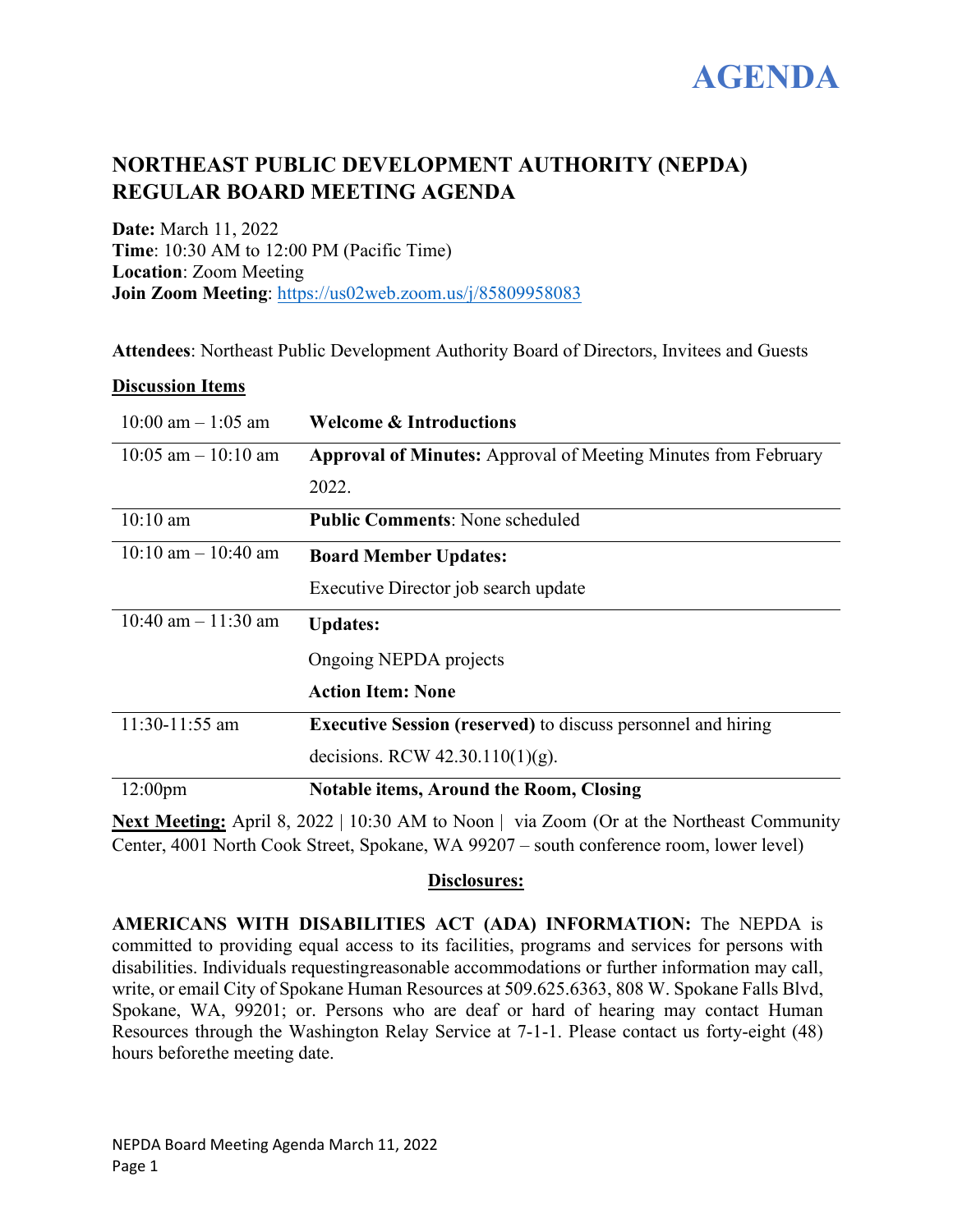# AGENDA

## NORTHEAST PUBLIC DEVELOPMENT AUTHORITY (NEPDA) REGULAR BOARD MEETING AGENDA

**Date:** March 11, 2022
**Time**: 10:30 AM to 12:00 PM (Pacific Time)
**Location**: Zoom Meeting
**Join Zoom Meeting**: https://us02web.zoom.us/j/85809958083

**Attendees**: Northeast Public Development Authority Board of Directors, Invitees and Guests

**Discussion Items**

| | |
|---|---|
| 10:00 am – 1:05 am | **Welcome & Introductions** |
| 10:05 am – 10:10 am | **Approval of Minutes:** Approval of Meeting Minutes from February 2022. |
| 10:10 am | **Public Comments**: None scheduled |
| 10:10 am – 10:40 am | **Board Member Updates:** Executive Director job search update |
| 10:40 am – 11:30 am | **Updates:** Ongoing NEPDA projects **Action Item: None** |
| 11:30-11:55 am | **Executive Session (reserved)** to discuss personnel and hiring decisions. RCW 42.30.110(1)(g). |
| 12:00pm | **Notable items, Around the Room, Closing** |

**Next Meeting:** April 8, 2022 | 10:30 AM to Noon | via Zoom (Or at the Northeast Community Center, 4001 North Cook Street, Spokane, WA 99207 – south conference room, lower level)

**Disclosures:**

**AMERICANS WITH DISABILITIES ACT (ADA) INFORMATION:** The NEPDA is committed to providing equal access to its facilities, programs and services for persons with disabilities. Individuals requestingreasonable accommodations or further information may call, write, or email City of Spokane Human Resources at 509.625.6363, 808 W. Spokane Falls Blvd, Spokane, WA, 99201; or. Persons who are deaf or hard of hearing may contact Human Resources through the Washington Relay Service at 7-1-1. Please contact us forty-eight (48) hours beforethe meeting date.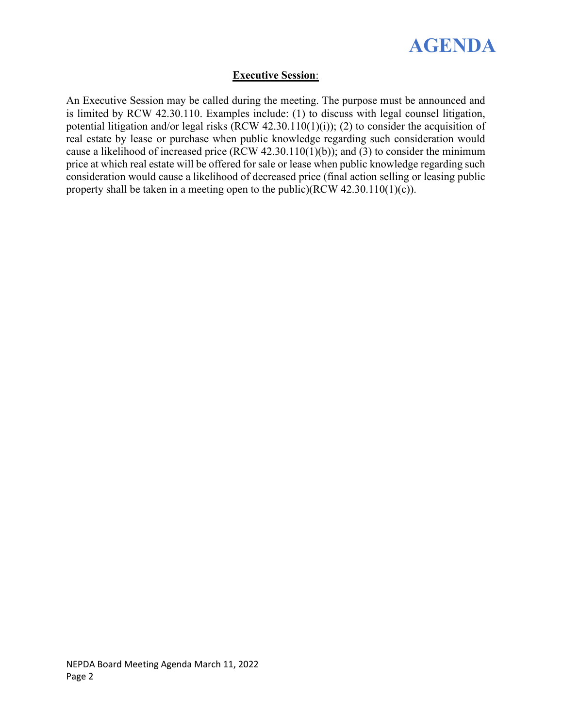**Executive Session**:

An Executive Session may be called during the meeting. The purpose must be announced and is limited by RCW 42.30.110. Examples include: (1) to discuss with legal counsel litigation, potential litigation and/or legal risks (RCW 42.30.110(1)(i)); (2) to consider the acquisition of real estate by lease or purchase when public knowledge regarding such consideration would cause a likelihood of increased price (RCW 42.30.110(1)(b)); and (3) to consider the minimum price at which real estate will be offered for sale or lease when public knowledge regarding such consideration would cause a likelihood of decreased price (final action selling or leasing public property shall be taken in a meeting open to the public)(RCW 42.30.110(1)(c)).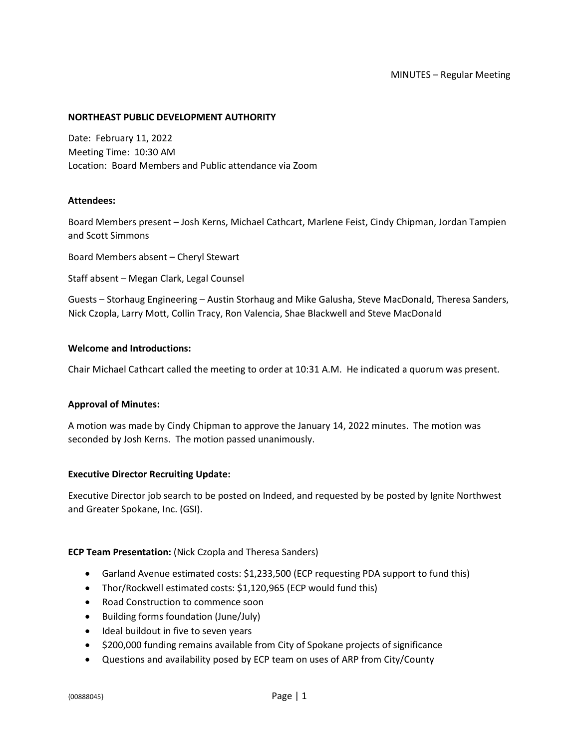MINUTES – Regular Meeting

**NORTHEAST PUBLIC DEVELOPMENT AUTHORITY**

Date: February 11, 2022
Meeting Time: 10:30 AM
Location: Board Members and Public attendance via Zoom

**Attendees:**

Board Members present – Josh Kerns, Michael Cathcart, Marlene Feist, Cindy Chipman, Jordan Tampien and Scott Simmons

Board Members absent – Cheryl Stewart

Staff absent – Megan Clark, Legal Counsel

Guests – Storhaug Engineering – Austin Storhaug and Mike Galusha, Steve MacDonald, Theresa Sanders, Nick Czopla, Larry Mott, Collin Tracy, Ron Valencia, Shae Blackwell and Steve MacDonald

**Welcome and Introductions:**

Chair Michael Cathcart called the meeting to order at 10:31 A.M. He indicated a quorum was present.

**Approval of Minutes:**

A motion was made by Cindy Chipman to approve the January 14, 2022 minutes. The motion was seconded by Josh Kerns. The motion passed unanimously.

**Executive Director Recruiting Update:**

Executive Director job search to be posted on Indeed, and requested by be posted by Ignite Northwest and Greater Spokane, Inc. (GSI).

**ECP Team Presentation:** (Nick Czopla and Theresa Sanders)

- Garland Avenue estimated costs: $1,233,500 (ECP requesting PDA support to fund this)
- Thor/Rockwell estimated costs: $1,120,965 (ECP would fund this)
- Road Construction to commence soon
- Building forms foundation (June/July)
- Ideal buildout in five to seven years
- $200,000 funding remains available from City of Spokane projects of significance
- Questions and availability posed by ECP team on uses of ARP from City/County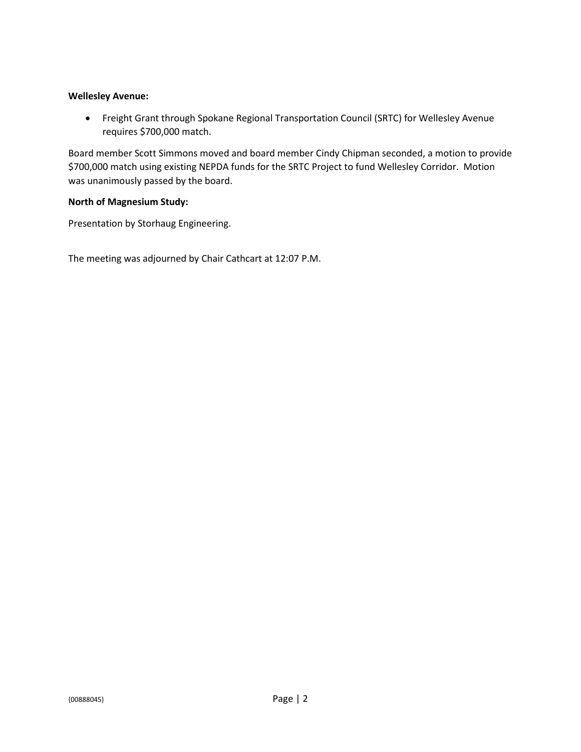**Wellesley Avenue:**

- Freight Grant through Spokane Regional Transportation Council (SRTC) for Wellesley Avenue requires $700,000 match.

Board member Scott Simmons moved and board member Cindy Chipman seconded, a motion to provide $700,000 match using existing NEPDA funds for the SRTC Project to fund Wellesley Corridor. Motion was unanimously passed by the board.

**North of Magnesium Study:**

Presentation by Storhaug Engineering.

The meeting was adjourned by Chair Cathcart at 12:07 P.M.

{00888045}